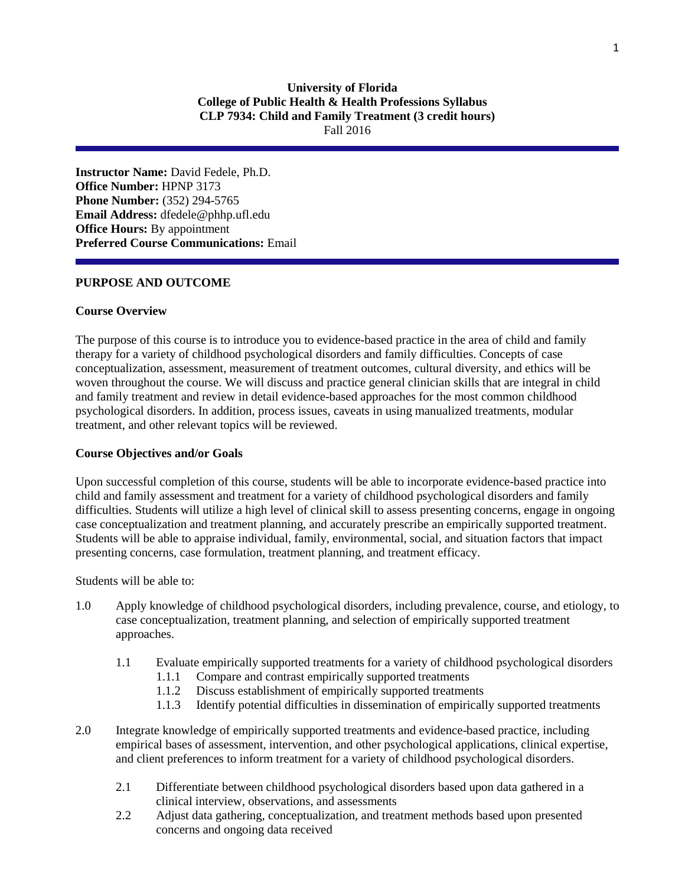**University of Florida**
**College of Public Health & Health Professions Syllabus**
**CLP 7934: Child and Family Treatment (3 credit hours)**
Fall 2016

---

**Instructor Name:** David Fedele, Ph.D.
**Office Number:** HPNP 3173
**Phone Number:** (352) 294-5765
**Email Address:** dfedele@phhp.ufl.edu
**Office Hours:** By appointment
**Preferred Course Communications:** Email

---

## PURPOSE AND OUTCOME

### Course Overview

The purpose of this course is to introduce you to evidence-based practice in the area of child and family therapy for a variety of childhood psychological disorders and family difficulties. Concepts of case conceptualization, assessment, measurement of treatment outcomes, cultural diversity, and ethics will be woven throughout the course. We will discuss and practice general clinician skills that are integral in child and family treatment and review in detail evidence-based approaches for the most common childhood psychological disorders. In addition, process issues, caveats in using manualized treatments, modular treatment, and other relevant topics will be reviewed.

### Course Objectives and/or Goals

Upon successful completion of this course, students will be able to incorporate evidence-based practice into child and family assessment and treatment for a variety of childhood psychological disorders and family difficulties. Students will utilize a high level of clinical skill to assess presenting concerns, engage in ongoing case conceptualization and treatment planning, and accurately prescribe an empirically supported treatment. Students will be able to appraise individual, family, environmental, social, and situation factors that impact presenting concerns, case formulation, treatment planning, and treatment efficacy.

Students will be able to:

1.0 Apply knowledge of childhood psychological disorders, including prevalence, course, and etiology, to case conceptualization, treatment planning, and selection of empirically supported treatment approaches.

- 1.1 Evaluate empirically supported treatments for a variety of childhood psychological disorders
  - 1.1.1 Compare and contrast empirically supported treatments
  - 1.1.2 Discuss establishment of empirically supported treatments
  - 1.1.3 Identify potential difficulties in dissemination of empirically supported treatments

2.0 Integrate knowledge of empirically supported treatments and evidence-based practice, including empirical bases of assessment, intervention, and other psychological applications, clinical expertise, and client preferences to inform treatment for a variety of childhood psychological disorders.

- 2.1 Differentiate between childhood psychological disorders based upon data gathered in a clinical interview, observations, and assessments
- 2.2 Adjust data gathering, conceptualization, and treatment methods based upon presented concerns and ongoing data received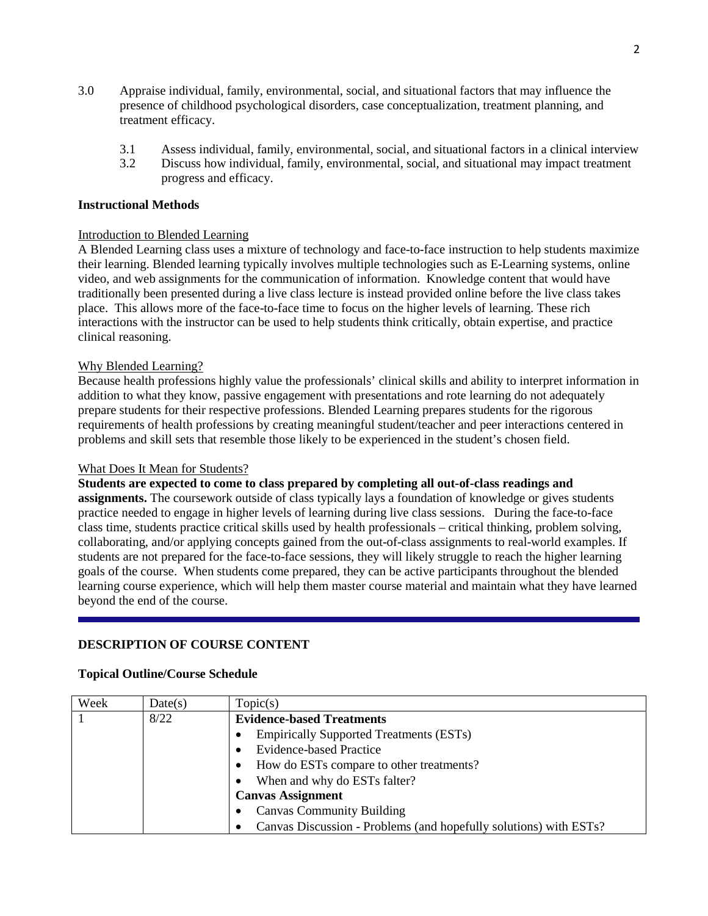3.0 Appraise individual, family, environmental, social, and situational factors that may influence the presence of childhood psychological disorders, case conceptualization, treatment planning, and treatment efficacy.

3.1 Assess individual, family, environmental, social, and situational factors in a clinical interview

3.2 Discuss how individual, family, environmental, social, and situational may impact treatment progress and efficacy.

**Instructional Methods**

Introduction to Blended Learning

A Blended Learning class uses a mixture of technology and face-to-face instruction to help students maximize their learning. Blended learning typically involves multiple technologies such as E-Learning systems, online video, and web assignments for the communication of information. Knowledge content that would have traditionally been presented during a live class lecture is instead provided online before the live class takes place. This allows more of the face-to-face time to focus on the higher levels of learning. These rich interactions with the instructor can be used to help students think critically, obtain expertise, and practice clinical reasoning.

Why Blended Learning?

Because health professions highly value the professionals' clinical skills and ability to interpret information in addition to what they know, passive engagement with presentations and rote learning do not adequately prepare students for their respective professions. Blended Learning prepares students for the rigorous requirements of health professions by creating meaningful student/teacher and peer interactions centered in problems and skill sets that resemble those likely to be experienced in the student's chosen field.

What Does It Mean for Students?

**Students are expected to come to class prepared by completing all out-of-class readings and assignments.** The coursework outside of class typically lays a foundation of knowledge or gives students practice needed to engage in higher levels of learning during live class sessions. During the face-to-face class time, students practice critical skills used by health professionals – critical thinking, problem solving, collaborating, and/or applying concepts gained from the out-of-class assignments to real-world examples. If students are not prepared for the face-to-face sessions, they will likely struggle to reach the higher learning goals of the course. When students come prepared, they can be active participants throughout the blended learning course experience, which will help them master course material and maintain what they have learned beyond the end of the course.

---

**DESCRIPTION OF COURSE CONTENT**

**Topical Outline/Course Schedule**

| Week | Date(s) | Topic(s) |
|---|---|---|
| 1 | 8/22 | **Evidence-based Treatments**<br>• Empirically Supported Treatments (ESTs)<br>• Evidence-based Practice<br>• How do ESTs compare to other treatments?<br>• When and why do ESTs falter?<br>**Canvas Assignment**<br>• Canvas Community Building<br>• Canvas Discussion - Problems (and hopefully solutions) with ESTs? |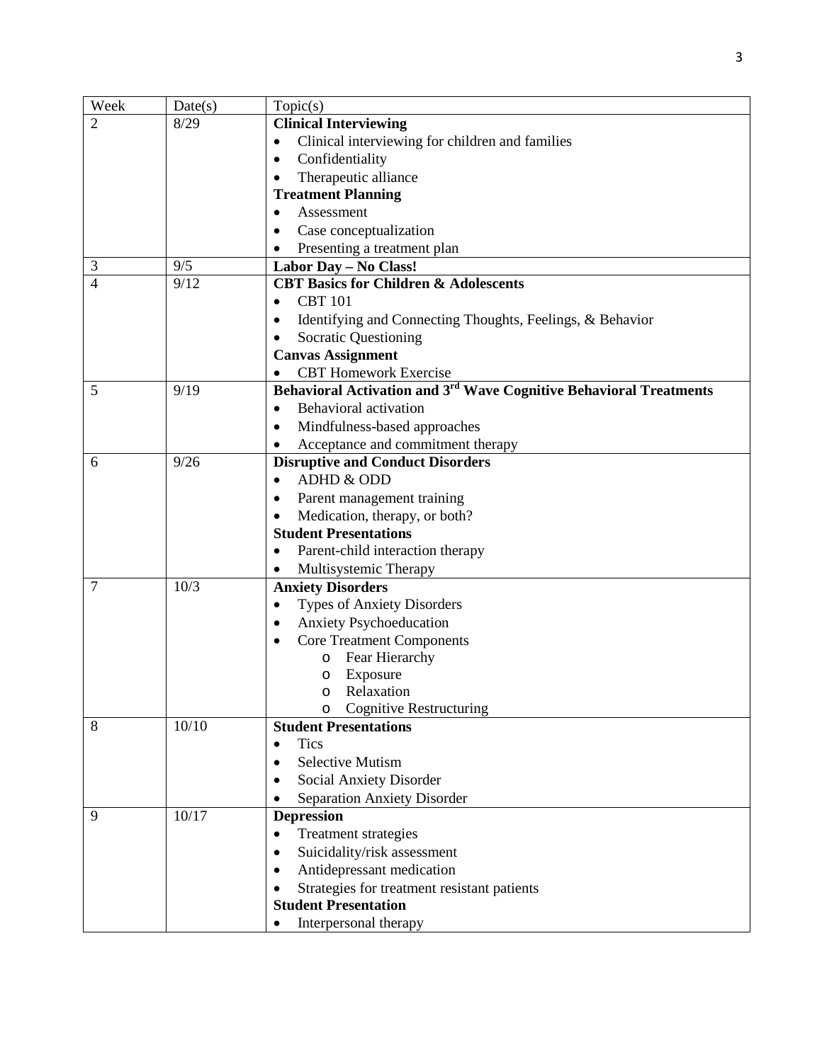| Week | Date(s) | Topic(s) |
|---|---|---|
| 2 | 8/29 | **Clinical Interviewing**<br>• Clinical interviewing for children and families<br>• Confidentiality<br>• Therapeutic alliance<br>**Treatment Planning**<br>• Assessment<br>• Case conceptualization<br>• Presenting a treatment plan |
| 3 | 9/5 | **Labor Day – No Class!** |
| 4 | 9/12 | **CBT Basics for Children & Adolescents**<br>• CBT 101<br>• Identifying and Connecting Thoughts, Feelings, & Behavior<br>• Socratic Questioning<br>**Canvas Assignment**<br>• CBT Homework Exercise |
| 5 | 9/19 | **Behavioral Activation and 3rd Wave Cognitive Behavioral Treatments**<br>• Behavioral activation<br>• Mindfulness-based approaches<br>• Acceptance and commitment therapy |
| 6 | 9/26 | **Disruptive and Conduct Disorders**<br>• ADHD & ODD<br>• Parent management training<br>• Medication, therapy, or both?<br>**Student Presentations**<br>• Parent-child interaction therapy<br>• Multisystemic Therapy |
| 7 | 10/3 | **Anxiety Disorders**<br>• Types of Anxiety Disorders<br>• Anxiety Psychoeducation<br>• Core Treatment Components<br>&nbsp;&nbsp;&nbsp;&nbsp;o Fear Hierarchy<br>&nbsp;&nbsp;&nbsp;&nbsp;o Exposure<br>&nbsp;&nbsp;&nbsp;&nbsp;o Relaxation<br>&nbsp;&nbsp;&nbsp;&nbsp;o Cognitive Restructuring |
| 8 | 10/10 | **Student Presentations**<br>• Tics<br>• Selective Mutism<br>• Social Anxiety Disorder<br>• Separation Anxiety Disorder |
| 9 | 10/17 | **Depression**<br>• Treatment strategies<br>• Suicidality/risk assessment<br>• Antidepressant medication<br>• Strategies for treatment resistant patients<br>**Student Presentation**<br>• Interpersonal therapy |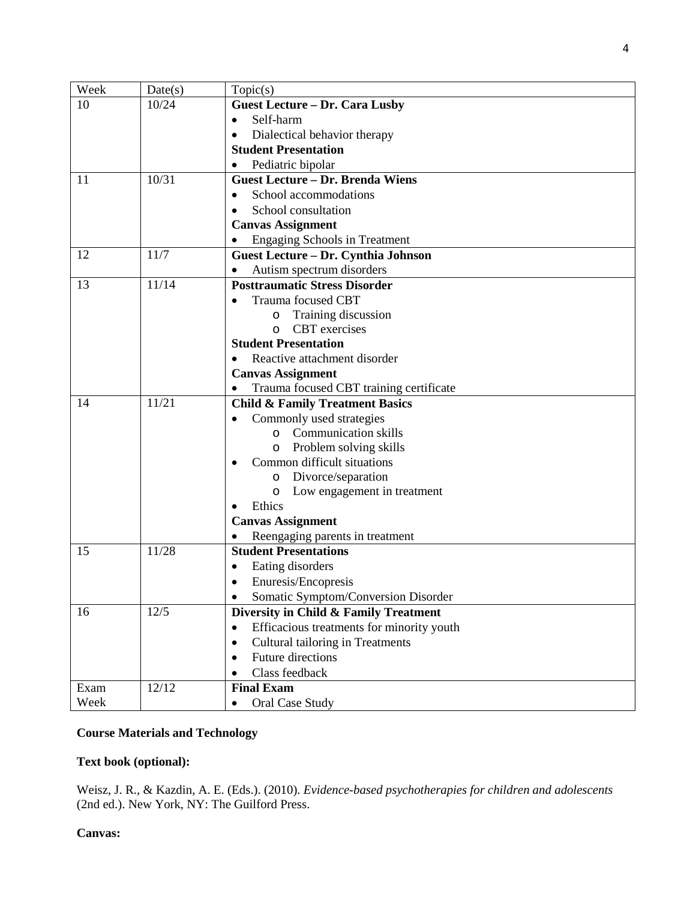| Week | Date(s) | Topic(s) |
|---|---|---|
| 10 | 10/24 | **Guest Lecture – Dr. Cara Lusby**<br>• Self-harm<br>• Dialectical behavior therapy<br>**Student Presentation**<br>• Pediatric bipolar |
| 11 | 10/31 | **Guest Lecture – Dr. Brenda Wiens**<br>• School accommodations<br>• School consultation<br>**Canvas Assignment**<br>• Engaging Schools in Treatment |
| 12 | 11/7 | **Guest Lecture – Dr. Cynthia Johnson**<br>• Autism spectrum disorders |
| 13 | 11/14 | **Posttraumatic Stress Disorder**<br>• Trauma focused CBT<br>  o Training discussion<br>  o CBT exercises<br>**Student Presentation**<br>• Reactive attachment disorder<br>**Canvas Assignment**<br>• Trauma focused CBT training certificate |
| 14 | 11/21 | **Child & Family Treatment Basics**<br>• Commonly used strategies<br>  o Communication skills<br>  o Problem solving skills<br>• Common difficult situations<br>  o Divorce/separation<br>  o Low engagement in treatment<br>• Ethics<br>**Canvas Assignment**<br>• Reengaging parents in treatment |
| 15 | 11/28 | **Student Presentations**<br>• Eating disorders<br>• Enuresis/Encopresis<br>• Somatic Symptom/Conversion Disorder |
| 16 | 12/5 | **Diversity in Child & Family Treatment**<br>• Efficacious treatments for minority youth<br>• Cultural tailoring in Treatments<br>• Future directions<br>• Class feedback |
| Exam Week | 12/12 | **Final Exam**<br>• Oral Case Study |

**Course Materials and Technology**

**Text book (optional):**

Weisz, J. R., & Kazdin, A. E. (Eds.). (2010). *Evidence-based psychotherapies for children and adolescents* (2nd ed.). New York, NY: The Guilford Press.

**Canvas:**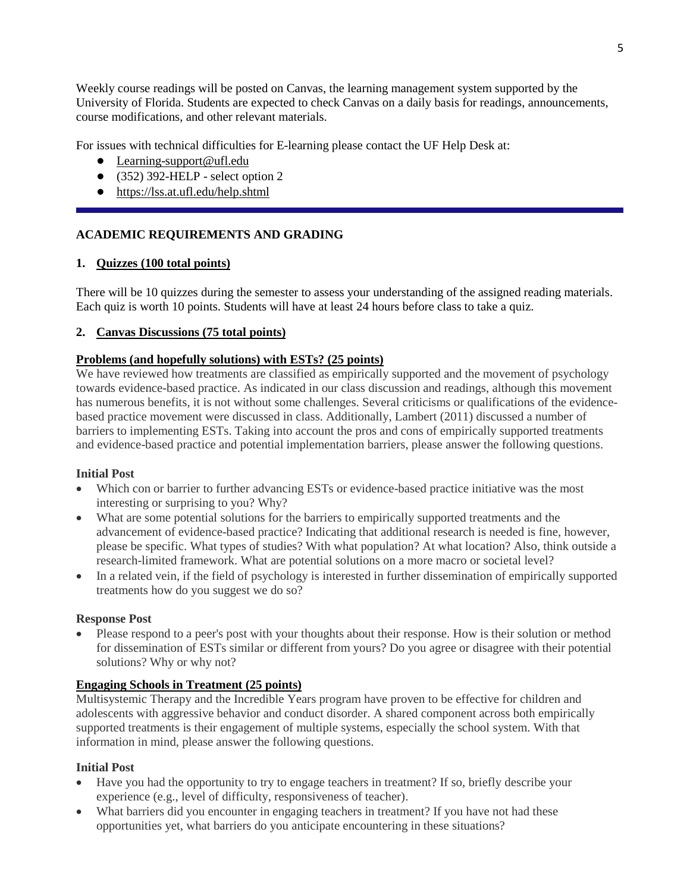Weekly course readings will be posted on Canvas, the learning management system supported by the University of Florida. Students are expected to check Canvas on a daily basis for readings, announcements, course modifications, and other relevant materials.

For issues with technical difficulties for E-learning please contact the UF Help Desk at:

- Learning-support@ufl.edu
- (352) 392-HELP - select option 2
- https://lss.at.ufl.edu/help.shtml

---

## ACADEMIC REQUIREMENTS AND GRADING

### 1. Quizzes (100 total points)

There will be 10 quizzes during the semester to assess your understanding of the assigned reading materials. Each quiz is worth 10 points. Students will have at least 24 hours before class to take a quiz.

### 2. Canvas Discussions (75 total points)

**Problems (and hopefully solutions) with ESTs? (25 points)**

We have reviewed how treatments are classified as empirically supported and the movement of psychology towards evidence-based practice. As indicated in our class discussion and readings, although this movement has numerous benefits, it is not without some challenges. Several criticisms or qualifications of the evidence-based practice movement were discussed in class. Additionally, Lambert (2011) discussed a number of barriers to implementing ESTs. Taking into account the pros and cons of empirically supported treatments and evidence-based practice and potential implementation barriers, please answer the following questions.

**Initial Post**

- Which con or barrier to further advancing ESTs or evidence-based practice initiative was the most interesting or surprising to you? Why?
- What are some potential solutions for the barriers to empirically supported treatments and the advancement of evidence-based practice? Indicating that additional research is needed is fine, however, please be specific. What types of studies? With what population? At what location? Also, think outside a research-limited framework. What are potential solutions on a more macro or societal level?
- In a related vein, if the field of psychology is interested in further dissemination of empirically supported treatments how do you suggest we do so?

**Response Post**

- Please respond to a peer's post with your thoughts about their response. How is their solution or method for dissemination of ESTs similar or different from yours? Do you agree or disagree with their potential solutions? Why or why not?

**Engaging Schools in Treatment (25 points)**

Multisystemic Therapy and the Incredible Years program have proven to be effective for children and adolescents with aggressive behavior and conduct disorder. A shared component across both empirically supported treatments is their engagement of multiple systems, especially the school system. With that information in mind, please answer the following questions.

**Initial Post**

- Have you had the opportunity to try to engage teachers in treatment? If so, briefly describe your experience (e.g., level of difficulty, responsiveness of teacher).
- What barriers did you encounter in engaging teachers in treatment? If you have not had these opportunities yet, what barriers do you anticipate encountering in these situations?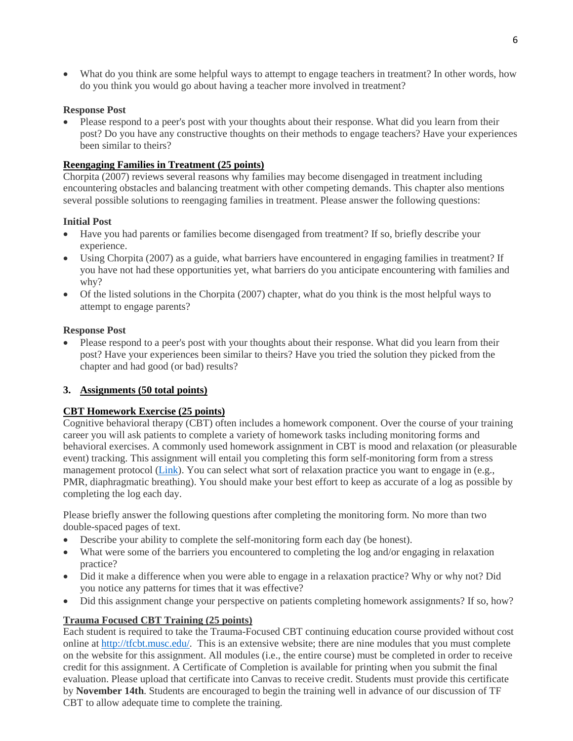- What do you think are some helpful ways to attempt to engage teachers in treatment? In other words, how do you think you would go about having a teacher more involved in treatment?

**Response Post**

- Please respond to a peer's post with your thoughts about their response. What did you learn from their post? Do you have any constructive thoughts on their methods to engage teachers? Have your experiences been similar to theirs?

**Reengaging Families in Treatment (25 points)**

Chorpita (2007) reviews several reasons why families may become disengaged in treatment including encountering obstacles and balancing treatment with other competing demands. This chapter also mentions several possible solutions to reengaging families in treatment. Please answer the following questions:

**Initial Post**

- Have you had parents or families become disengaged from treatment? If so, briefly describe your experience.
- Using Chorpita (2007) as a guide, what barriers have encountered in engaging families in treatment? If you have not had these opportunities yet, what barriers do you anticipate encountering with families and why?
- Of the listed solutions in the Chorpita (2007) chapter, what do you think is the most helpful ways to attempt to engage parents?

**Response Post**

- Please respond to a peer's post with your thoughts about their response. What did you learn from their post? Have your experiences been similar to theirs? Have you tried the solution they picked from the chapter and had good (or bad) results?

## 3. Assignments (50 total points)

**CBT Homework Exercise (25 points)**

Cognitive behavioral therapy (CBT) often includes a homework component. Over the course of your training career you will ask patients to complete a variety of homework tasks including monitoring forms and behavioral exercises. A commonly used homework assignment in CBT is mood and relaxation (or pleasurable event) tracking. This assignment will entail you completing this form self-monitoring form from a stress management protocol (Link). You can select what sort of relaxation practice you want to engage in (e.g., PMR, diaphragmatic breathing). You should make your best effort to keep as accurate of a log as possible by completing the log each day.

Please briefly answer the following questions after completing the monitoring form. No more than two double-spaced pages of text.

- Describe your ability to complete the self-monitoring form each day (be honest).
- What were some of the barriers you encountered to completing the log and/or engaging in relaxation practice?
- Did it make a difference when you were able to engage in a relaxation practice? Why or why not? Did you notice any patterns for times that it was effective?
- Did this assignment change your perspective on patients completing homework assignments? If so, how?

**Trauma Focused CBT Training (25 points)**

Each student is required to take the Trauma-Focused CBT continuing education course provided without cost online at http://tfcbt.musc.edu/. This is an extensive website; there are nine modules that you must complete on the website for this assignment. All modules (i.e., the entire course) must be completed in order to receive credit for this assignment. A Certificate of Completion is available for printing when you submit the final evaluation. Please upload that certificate into Canvas to receive credit. Students must provide this certificate by **November 14th**. Students are encouraged to begin the training well in advance of our discussion of TF CBT to allow adequate time to complete the training.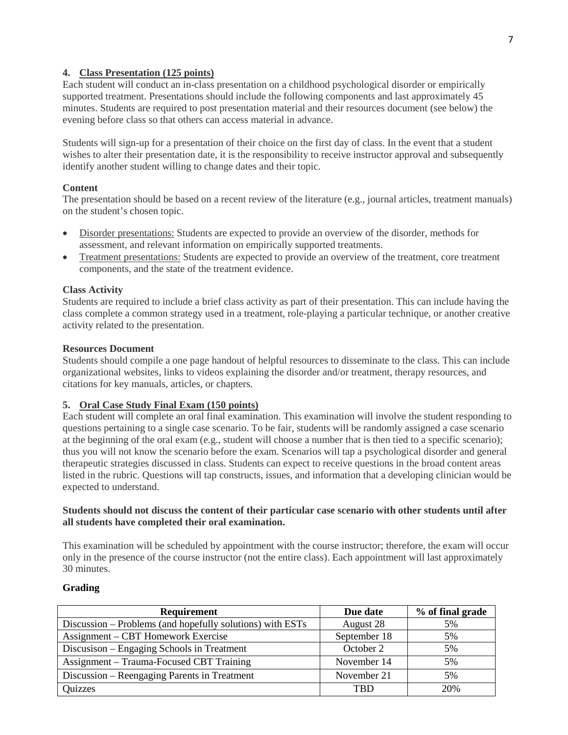### 4. Class Presentation (125 points)

Each student will conduct an in-class presentation on a childhood psychological disorder or empirically supported treatment. Presentations should include the following components and last approximately 45 minutes. Students are required to post presentation material and their resources document (see below) the evening before class so that others can access material in advance.

Students will sign-up for a presentation of their choice on the first day of class. In the event that a student wishes to alter their presentation date, it is the responsibility to receive instructor approval and subsequently identify another student willing to change dates and their topic.

**Content**

The presentation should be based on a recent review of the literature (e.g., journal articles, treatment manuals) on the student's chosen topic.

- Disorder presentations: Students are expected to provide an overview of the disorder, methods for assessment, and relevant information on empirically supported treatments.
- Treatment presentations: Students are expected to provide an overview of the treatment, core treatment components, and the state of the treatment evidence.

**Class Activity**

Students are required to include a brief class activity as part of their presentation. This can include having the class complete a common strategy used in a treatment, role-playing a particular technique, or another creative activity related to the presentation.

**Resources Document**

Students should compile a one page handout of helpful resources to disseminate to the class. This can include organizational websites, links to videos explaining the disorder and/or treatment, therapy resources, and citations for key manuals, articles, or chapters.

### 5. Oral Case Study Final Exam (150 points)

Each student will complete an oral final examination. This examination will involve the student responding to questions pertaining to a single case scenario. To be fair, students will be randomly assigned a case scenario at the beginning of the oral exam (e.g., student will choose a number that is then tied to a specific scenario); thus you will not know the scenario before the exam. Scenarios will tap a psychological disorder and general therapeutic strategies discussed in class. Students can expect to receive questions in the broad content areas listed in the rubric. Questions will tap constructs, issues, and information that a developing clinician would be expected to understand.

**Students should not discuss the content of their particular case scenario with other students until after all students have completed their oral examination.**

This examination will be scheduled by appointment with the course instructor; therefore, the exam will occur only in the presence of the course instructor (not the entire class). Each appointment will last approximately 30 minutes.

**Grading**

| Requirement | Due date | % of final grade |
|---|---|---|
| Discussion – Problems (and hopefully solutions) with ESTs | August 28 | 5% |
| Assignment – CBT Homework Exercise | September 18 | 5% |
| Discusison – Engaging Schools in Treatment | October 2 | 5% |
| Assignment – Trauma-Focused CBT Training | November 14 | 5% |
| Discussion – Reengaging Parents in Treatment | November 21 | 5% |
| Quizzes | TBD | 20% |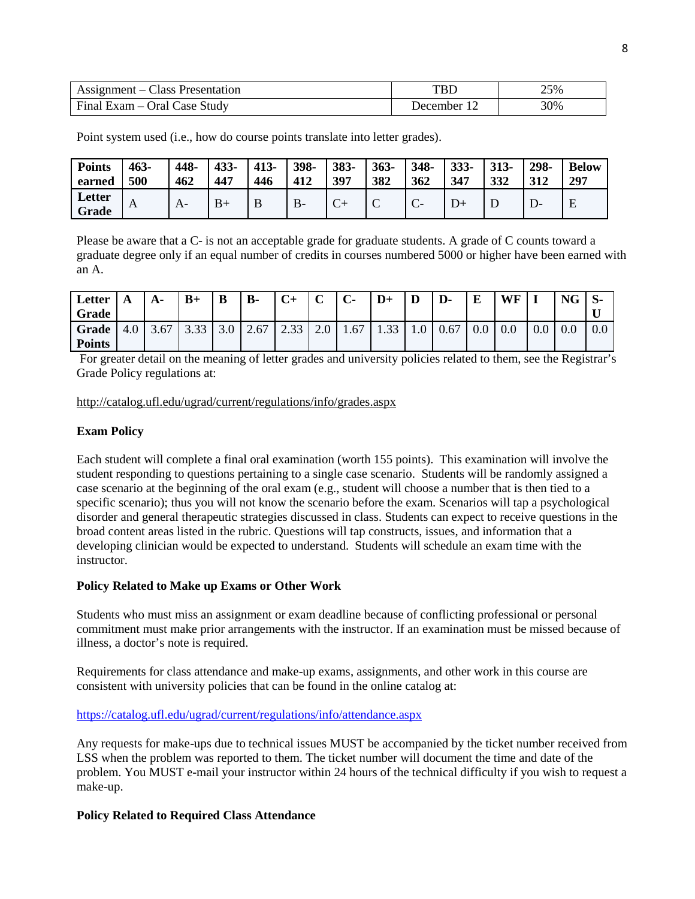| Assignment – Class Presentation | TBD | 25% |
| --- | --- | --- |
| Final Exam – Oral Case Study | December 12 | 30% |

Point system used (i.e., how do course points translate into letter grades).

| Points earned | 463-500 | 448-462 | 433-447 | 413-446 | 398-412 | 383-397 | 363-382 | 348-362 | 333-347 | 313-332 | 298-312 | Below 297 |
| --- | --- | --- | --- | --- | --- | --- | --- | --- | --- | --- | --- | --- |
| Letter Grade | A | A- | B+ | B | B- | C+ | C | C- | D+ | D | D- | E |

Please be aware that a C- is not an acceptable grade for graduate students. A grade of C counts toward a graduate degree only if an equal number of credits in courses numbered 5000 or higher have been earned with an A.

| Letter Grade | A | A- | B+ | B | B- | C+ | C | C- | D+ | D | D- | E | WF | I | NG | S-U |
| --- | --- | --- | --- | --- | --- | --- | --- | --- | --- | --- | --- | --- | --- | --- | --- | --- |
| Grade Points | 4.0 | 3.67 | 3.33 | 3.0 | 2.67 | 2.33 | 2.0 | 1.67 | 1.33 | 1.0 | 0.67 | 0.0 | 0.0 | 0.0 | 0.0 | 0.0 |

For greater detail on the meaning of letter grades and university policies related to them, see the Registrar's Grade Policy regulations at:

http://catalog.ufl.edu/ugrad/current/regulations/info/grades.aspx

**Exam Policy**

Each student will complete a final oral examination (worth 155 points). This examination will involve the student responding to questions pertaining to a single case scenario. Students will be randomly assigned a case scenario at the beginning of the oral exam (e.g., student will choose a number that is then tied to a specific scenario); thus you will not know the scenario before the exam. Scenarios will tap a psychological disorder and general therapeutic strategies discussed in class. Students can expect to receive questions in the broad content areas listed in the rubric. Questions will tap constructs, issues, and information that a developing clinician would be expected to understand. Students will schedule an exam time with the instructor.

**Policy Related to Make up Exams or Other Work**

Students who must miss an assignment or exam deadline because of conflicting professional or personal commitment must make prior arrangements with the instructor. If an examination must be missed because of illness, a doctor's note is required.

Requirements for class attendance and make-up exams, assignments, and other work in this course are consistent with university policies that can be found in the online catalog at:

https://catalog.ufl.edu/ugrad/current/regulations/info/attendance.aspx

Any requests for make-ups due to technical issues MUST be accompanied by the ticket number received from LSS when the problem was reported to them. The ticket number will document the time and date of the problem. You MUST e-mail your instructor within 24 hours of the technical difficulty if you wish to request a make-up.

**Policy Related to Required Class Attendance**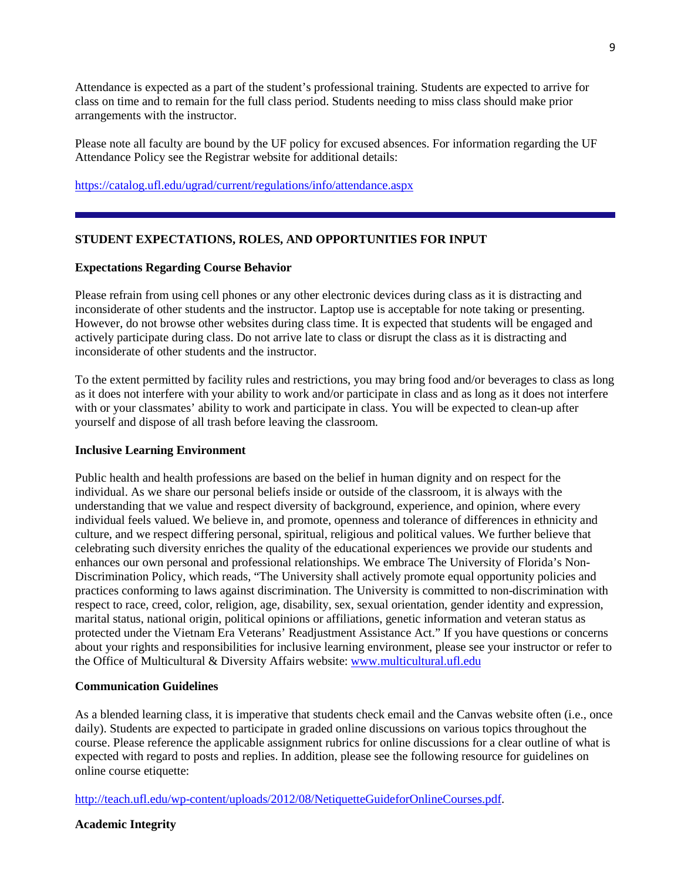Attendance is expected as a part of the student's professional training. Students are expected to arrive for class on time and to remain for the full class period. Students needing to miss class should make prior arrangements with the instructor.

Please note all faculty are bound by the UF policy for excused absences. For information regarding the UF Attendance Policy see the Registrar website for additional details:

https://catalog.ufl.edu/ugrad/current/regulations/info/attendance.aspx

---

## STUDENT EXPECTATIONS, ROLES, AND OPPORTUNITIES FOR INPUT

### Expectations Regarding Course Behavior

Please refrain from using cell phones or any other electronic devices during class as it is distracting and inconsiderate of other students and the instructor. Laptop use is acceptable for note taking or presenting. However, do not browse other websites during class time. It is expected that students will be engaged and actively participate during class. Do not arrive late to class or disrupt the class as it is distracting and inconsiderate of other students and the instructor.

To the extent permitted by facility rules and restrictions, you may bring food and/or beverages to class as long as it does not interfere with your ability to work and/or participate in class and as long as it does not interfere with or your classmates' ability to work and participate in class. You will be expected to clean-up after yourself and dispose of all trash before leaving the classroom.

### Inclusive Learning Environment

Public health and health professions are based on the belief in human dignity and on respect for the individual. As we share our personal beliefs inside or outside of the classroom, it is always with the understanding that we value and respect diversity of background, experience, and opinion, where every individual feels valued. We believe in, and promote, openness and tolerance of differences in ethnicity and culture, and we respect differing personal, spiritual, religious and political values. We further believe that celebrating such diversity enriches the quality of the educational experiences we provide our students and enhances our own personal and professional relationships. We embrace The University of Florida's Non-Discrimination Policy, which reads, "The University shall actively promote equal opportunity policies and practices conforming to laws against discrimination. The University is committed to non-discrimination with respect to race, creed, color, religion, age, disability, sex, sexual orientation, gender identity and expression, marital status, national origin, political opinions or affiliations, genetic information and veteran status as protected under the Vietnam Era Veterans' Readjustment Assistance Act." If you have questions or concerns about your rights and responsibilities for inclusive learning environment, please see your instructor or refer to the Office of Multicultural & Diversity Affairs website: www.multicultural.ufl.edu

### Communication Guidelines

As a blended learning class, it is imperative that students check email and the Canvas website often (i.e., once daily). Students are expected to participate in graded online discussions on various topics throughout the course. Please reference the applicable assignment rubrics for online discussions for a clear outline of what is expected with regard to posts and replies. In addition, please see the following resource for guidelines on online course etiquette:

http://teach.ufl.edu/wp-content/uploads/2012/08/NetiquetteGuideforOnlineCourses.pdf.

### Academic Integrity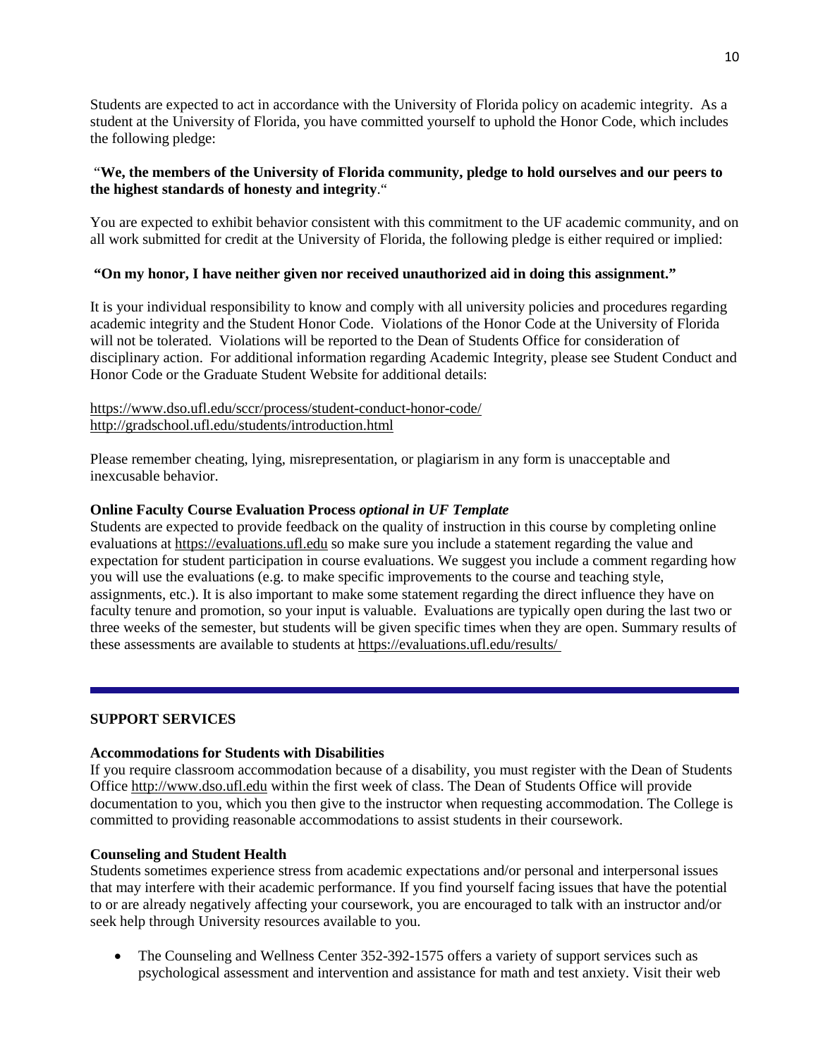Students are expected to act in accordance with the University of Florida policy on academic integrity. As a student at the University of Florida, you have committed yourself to uphold the Honor Code, which includes the following pledge:

"**We, the members of the University of Florida community, pledge to hold ourselves and our peers to the highest standards of honesty and integrity**."

You are expected to exhibit behavior consistent with this commitment to the UF academic community, and on all work submitted for credit at the University of Florida, the following pledge is either required or implied:

**"On my honor, I have neither given nor received unauthorized aid in doing this assignment."**

It is your individual responsibility to know and comply with all university policies and procedures regarding academic integrity and the Student Honor Code. Violations of the Honor Code at the University of Florida will not be tolerated. Violations will be reported to the Dean of Students Office for consideration of disciplinary action. For additional information regarding Academic Integrity, please see Student Conduct and Honor Code or the Graduate Student Website for additional details:

https://www.dso.ufl.edu/sccr/process/student-conduct-honor-code/
http://gradschool.ufl.edu/students/introduction.html

Please remember cheating, lying, misrepresentation, or plagiarism in any form is unacceptable and inexcusable behavior.

**Online Faculty Course Evaluation Process** ***optional in UF Template***
Students are expected to provide feedback on the quality of instruction in this course by completing online evaluations at https://evaluations.ufl.edu so make sure you include a statement regarding the value and expectation for student participation in course evaluations. We suggest you include a comment regarding how you will use the evaluations (e.g. to make specific improvements to the course and teaching style, assignments, etc.). It is also important to make some statement regarding the direct influence they have on faculty tenure and promotion, so your input is valuable. Evaluations are typically open during the last two or three weeks of the semester, but students will be given specific times when they are open. Summary results of these assessments are available to students at https://evaluations.ufl.edu/results/

---

## SUPPORT SERVICES

**Accommodations for Students with Disabilities**
If you require classroom accommodation because of a disability, you must register with the Dean of Students Office http://www.dso.ufl.edu within the first week of class. The Dean of Students Office will provide documentation to you, which you then give to the instructor when requesting accommodation. The College is committed to providing reasonable accommodations to assist students in their coursework.

**Counseling and Student Health**
Students sometimes experience stress from academic expectations and/or personal and interpersonal issues that may interfere with their academic performance. If you find yourself facing issues that have the potential to or are already negatively affecting your coursework, you are encouraged to talk with an instructor and/or seek help through University resources available to you.

- The Counseling and Wellness Center 352-392-1575 offers a variety of support services such as psychological assessment and intervention and assistance for math and test anxiety. Visit their web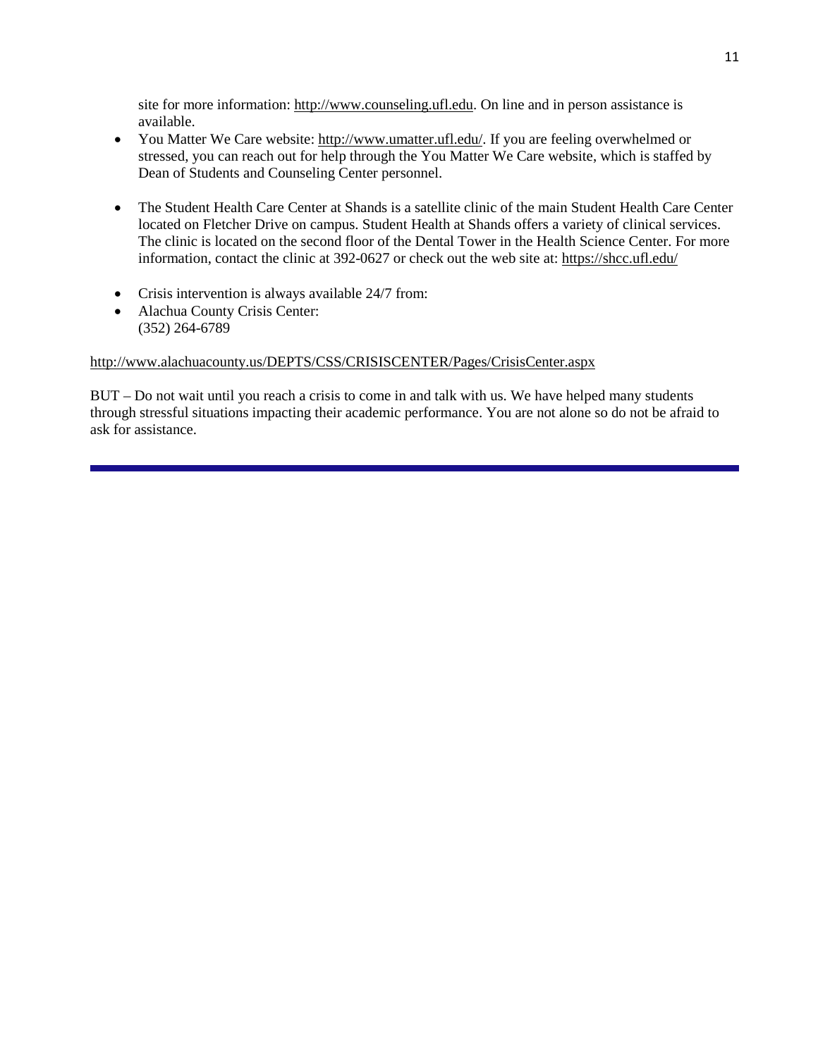site for more information: http://www.counseling.ufl.edu. On line and in person assistance is available.

- You Matter We Care website: http://www.umatter.ufl.edu/. If you are feeling overwhelmed or stressed, you can reach out for help through the You Matter We Care website, which is staffed by Dean of Students and Counseling Center personnel.

- The Student Health Care Center at Shands is a satellite clinic of the main Student Health Care Center located on Fletcher Drive on campus. Student Health at Shands offers a variety of clinical services. The clinic is located on the second floor of the Dental Tower in the Health Science Center. For more information, contact the clinic at 392-0627 or check out the web site at: https://shcc.ufl.edu/

- Crisis intervention is always available 24/7 from:
- Alachua County Crisis Center:
  (352) 264-6789

http://www.alachuacounty.us/DEPTS/CSS/CRISISCENTER/Pages/CrisisCenter.aspx

BUT – Do not wait until you reach a crisis to come in and talk with us. We have helped many students through stressful situations impacting their academic performance. You are not alone so do not be afraid to ask for assistance.